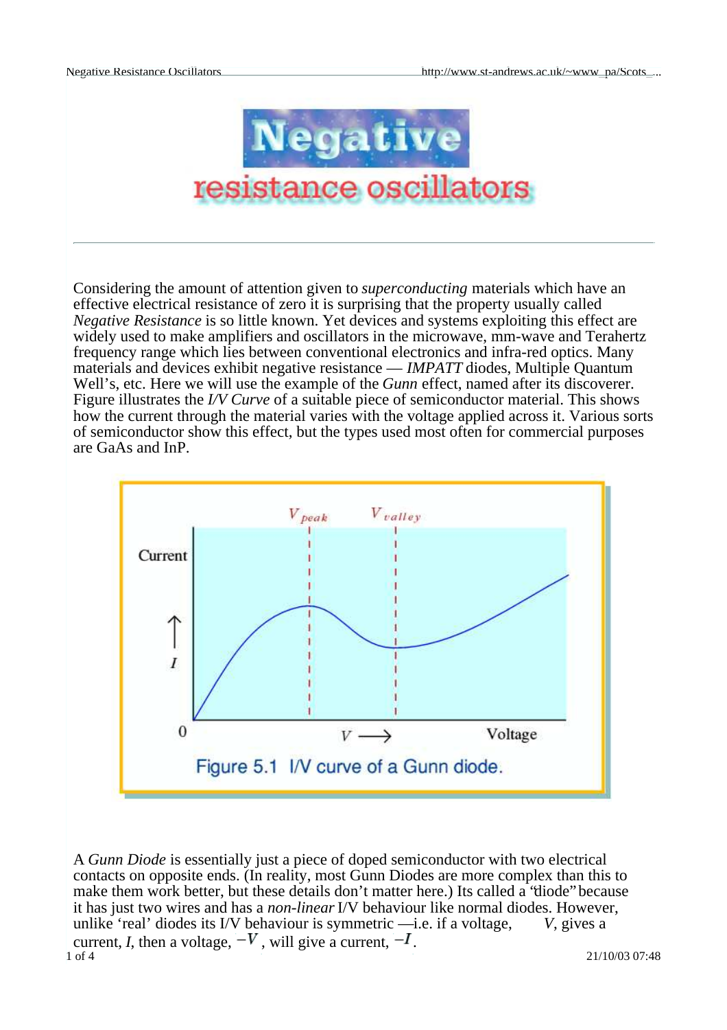# Negative resistance oscillators

---

Considering the amount of attention given to *superconducting* materials which have an effective electrical resistance of zero it is surprising that the property usually called *Negative Resistance* is so little known. Yet devices and systems exploiting this effect are widely used to make amplifiers and oscillators in the microwave, mm-wave and Terahertz frequency range which lies between conventional electronics and infra-red optics. Many materials and devices exhibit negative resistance — *IMPATT* diodes, Multiple Quantum Well's, etc. Here we will use the example of the *Gunn* effect, named after its discoverer. Figure illustrates the *I/V Curve* of a suitable piece of semiconductor material. This shows how the current through the material varies with the voltage applied across it. Various sorts of semiconductor show this effect, but the types used most often for commercial purposes are GaAs and InP.

Figure 5.1 I/V curve of a Gunn diode.

A *Gunn Diode* is essentially just a piece of doped semiconductor with two electrical contacts on opposite ends. (In reality, most Gunn Diodes are more complex than this to make them work better, but these details don't matter here.) Its called a "diode" because it has just two wires and has a *non-linear* I/V behaviour like normal diodes. However, unlike 'real' diodes its I/V behaviour is symmetric —i.e. if a voltage, $V$, gives a current, $I$, then a voltage, $-V$, will give a current, $-I$.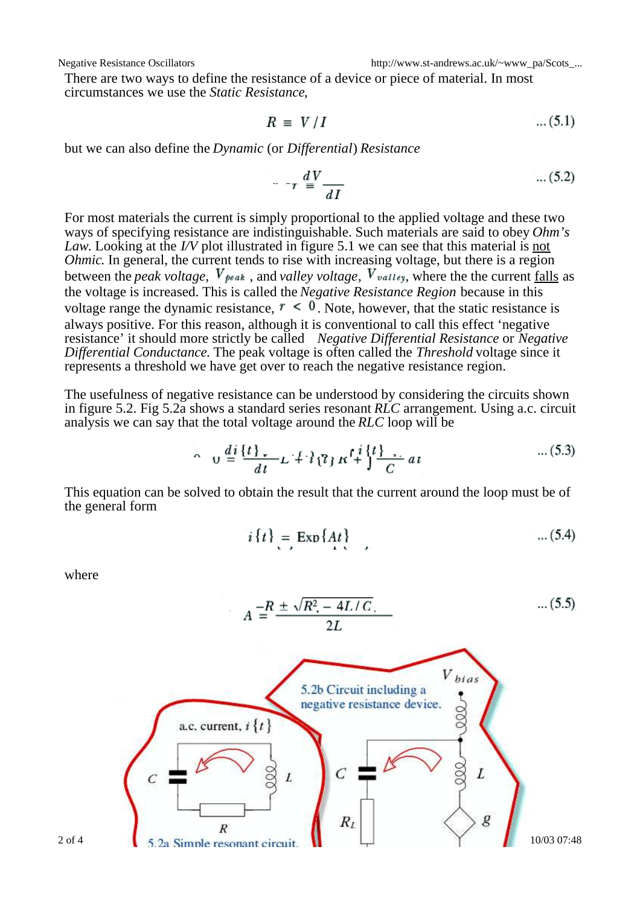There are two ways to define the resistance of a device or piece of material. In most circumstances we use the *Static Resistance*,

$$R \equiv V / I \qquad \text{... (5.1)}$$

but we can also define the *Dynamic* (or *Differential*) *Resistance*

$$r \equiv \frac{dV}{dI} \qquad \text{... (5.2)}$$

For most materials the current is simply proportional to the applied voltage and these two ways of specifying resistance are indistinguishable. Such materials are said to obey *Ohm's Law*. Looking at the *I/V* plot illustrated in figure 5.1 we can see that this material is not *Ohmic*. In general, the current tends to rise with increasing voltage, but there is a region between the *peak voltage*, $V_{peak}$, and *valley voltage*, $V_{valley}$, where the the current falls as the voltage is increased. This is called the *Negative Resistance Region* because in this voltage range the dynamic resistance, $r < 0$. Note, however, that the static resistance is always positive. For this reason, although it is conventional to call this effect 'negative resistance' it should more strictly be called *Negative Differential Resistance* or *Negative Differential Conductance*. The peak voltage is often called the *Threshold* voltage since it represents a threshold we have get over to reach the negative resistance region.

The usefulness of negative resistance can be understood by considering the circuits shown in figure 5.2. Fig 5.2a shows a standard series resonant *RLC* arrangement. Using a.c. circuit analysis we can say that the total voltage around the *RLC* loop will be

$$0 = \frac{di\{t\}}{dt} L + i\{t\} R + \int \frac{i\{t\}}{C} dt \qquad \text{... (5.3)}$$

This equation can be solved to obtain the result that the current around the loop must be of the general form

$$i\{t\} = \text{Exp}\{At\} \qquad \text{... (5.4)}$$

where

$$A = \frac{-R \pm \sqrt{R^2 - 4L/C}}{2L} \qquad \text{... (5.5)}$$

5.2a Simple resonant circuit.

5.2b Circuit including a negative resistance device.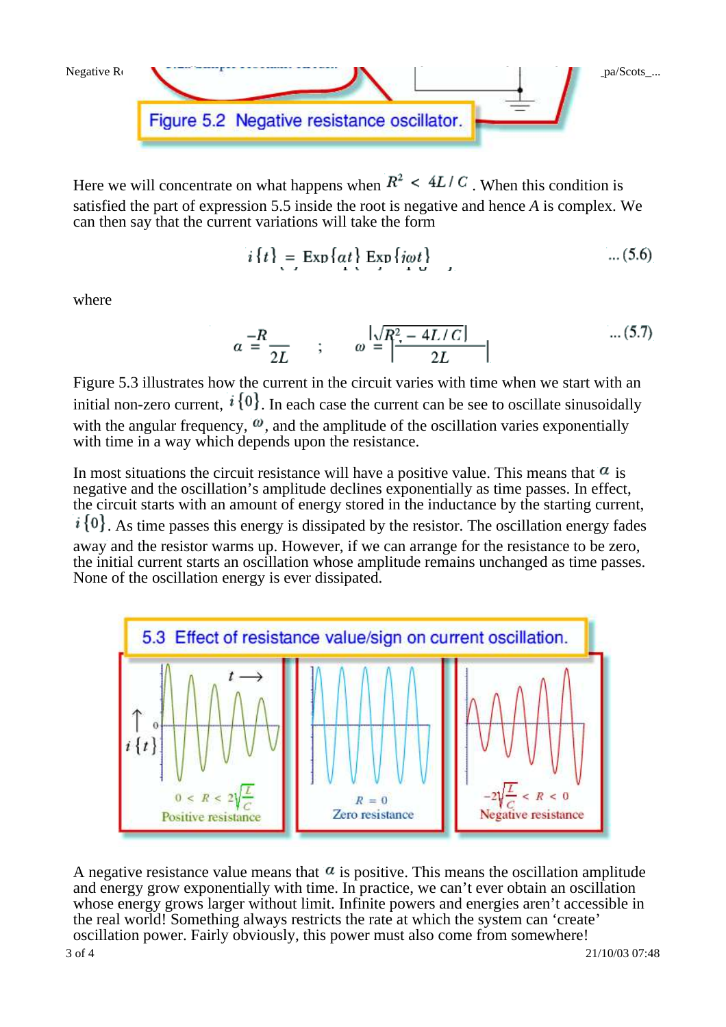Figure 5.2 Negative resistance oscillator.

Here we will concentrate on what happens when $R^2 < 4L/C$. When this condition is satisfied the part of expression 5.5 inside the root is negative and hence $A$ is complex. We can then say that the current variations will take the form

$$i\{t\} = \text{Exp}\{\alpha t\}\,\text{Exp}\{i\omega t\} \qquad \text{... (5.6)}$$

where

$$\alpha = \frac{-R}{2L} \quad ; \quad \omega = \left|\frac{\sqrt{R^2 - 4L/C}}{2L}\right| \qquad \text{... (5.7)}$$

Figure 5.3 illustrates how the current in the circuit varies with time when we start with an initial non-zero current, $i\{0\}$. In each case the current can be see to oscillate sinusoidally with the angular frequency, $\omega$, and the amplitude of the oscillation varies exponentially with time in a way which depends upon the resistance.

In most situations the circuit resistance will have a positive value. This means that $\alpha$ is negative and the oscillation's amplitude declines exponentially as time passes. In effect, the circuit starts with an amount of energy stored in the inductance by the starting current, $i\{0\}$. As time passes this energy is dissipated by the resistor. The oscillation energy fades away and the resistor warms up. However, if we can arrange for the resistance to be zero, the initial current starts an oscillation whose amplitude remains unchanged as time passes. None of the oscillation energy is ever dissipated.

5.3 Effect of resistance value/sign on current oscillation.

$0 < R < 2\sqrt{\frac{L}{C}}$ Positive resistance; $R = 0$ Zero resistance; $-2\sqrt{\frac{L}{C}} < R < 0$ Negative resistance

A negative resistance value means that $\alpha$ is positive. This means the oscillation amplitude and energy grow exponentially with time. In practice, we can't ever obtain an oscillation whose energy grows larger without limit. Infinite powers and energies aren't accessible in the real world! Something always restricts the rate at which the system can 'create' oscillation power. Fairly obviously, this power must also come from somewhere!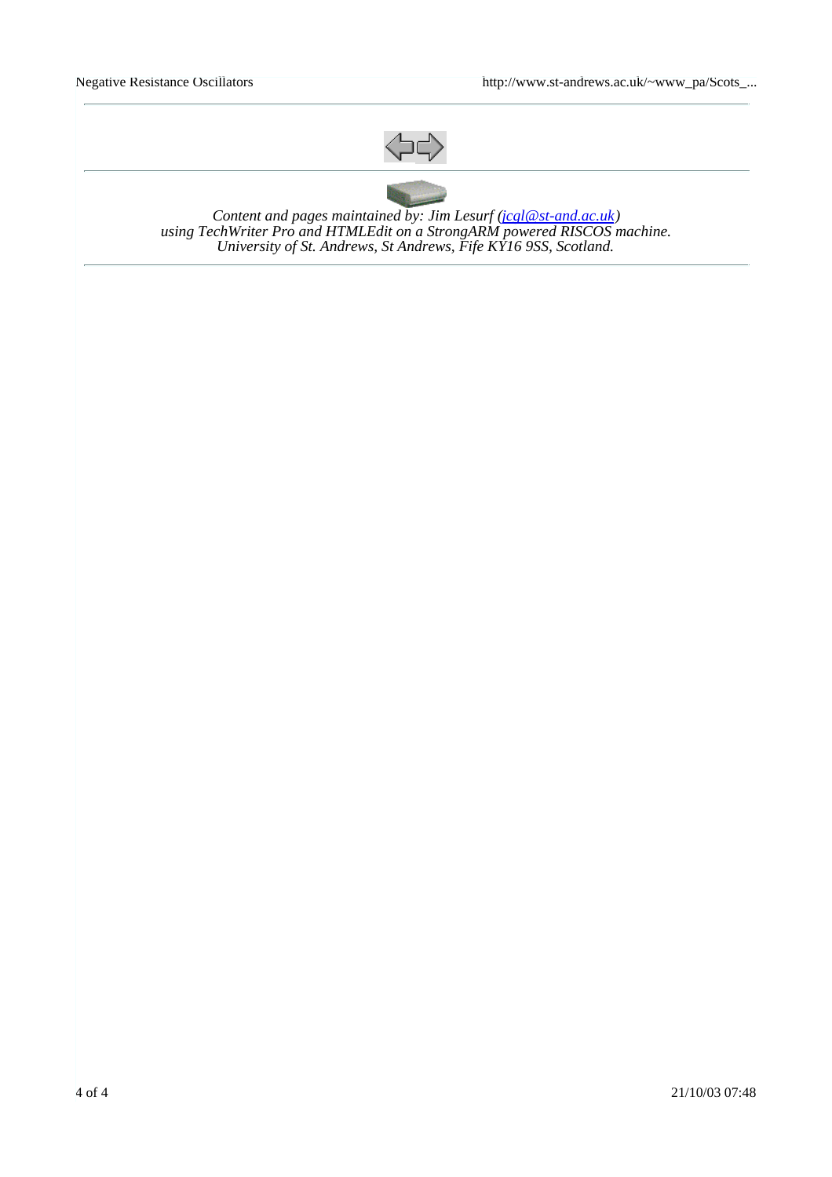---

---

*Content and pages maintained by: Jim Lesurf ([jcgl@st-and.ac.uk](mailto:jcgl@st-and.ac.uk))*
*using TechWriter Pro and HTMLEdit on a StrongARM powered RISCOS machine.*
*University of St. Andrews, St Andrews, Fife KY16 9SS, Scotland.*

---